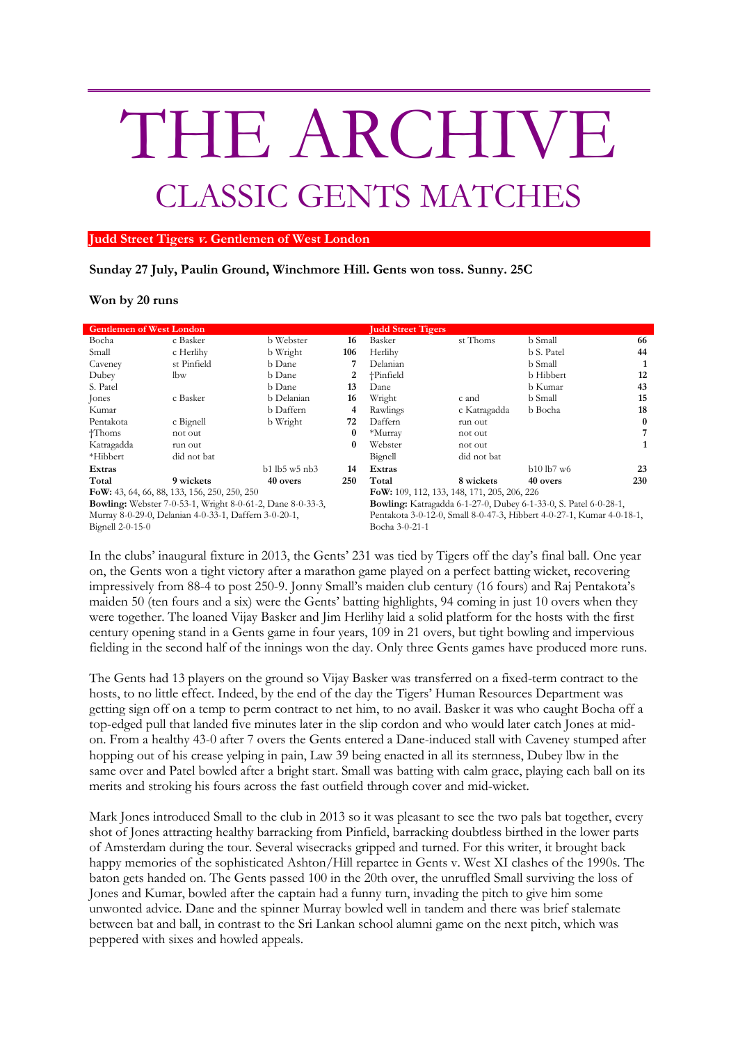# THE ARCHIVE

## CLASSIC GENTS MATCHES

### Judd Street Tigers *v.* Gentlemen of West London

**Sunday 27 July, Paulin Ground, Winchmore Hill. Gents won toss. Sunny. 25C**

**Won by 20 runs**

| Gentlemen of West London | | | |
|---|---|---|---|
| Bocha | c Basker | b Webster | 16 |
| Small | c Herlihy | b Wright | 106 |
| Caveney | st Pinfield | b Dane | 7 |
| Dubey | lbw | b Dane | 2 |
| S. Patel | | b Dane | 13 |
| Jones | c Basker | b Delanian | 16 |
| Kumar | | b Daffern | 4 |
| Pentakota | c Bignell | b Wright | 72 |
| †Thoms | not out | | 0 |
| Katragadda | run out | | 0 |
| *Hibbert | did not bat | | |
| **Extras** | | b1 lb5 w5 nb3 | **14** |
| **Total** | **9 wickets** | **40 overs** | **250** |

**FoW:** 43, 64, 66, 88, 133, 156, 250, 250, 250

**Bowling:** Webster 7-0-53-1, Wright 8-0-61-2, Dane 8-0-33-3, Murray 8-0-29-0, Delanian 4-0-33-1, Daffern 3-0-20-1, Bignell 2-0-15-0

| Judd Street Tigers | | | |
|---|---|---|---|
| Basker | st Thoms | b Small | 66 |
| Herlihy | | b S. Patel | 44 |
| Delanian | | b Small | 1 |
| †Pinfield | | b Hibbert | 12 |
| Dane | | b Kumar | 43 |
| Wright | c and | b Small | 15 |
| Rawlings | c Katragadda | b Bocha | 18 |
| Daffern | run out | | 0 |
| *Murray | not out | | 7 |
| Webster | not out | | 1 |
| Bignell | did not bat | | |
| **Extras** | | b10 lb7 w6 | **23** |
| **Total** | **8 wickets** | **40 overs** | **230** |

**FoW:** 109, 112, 133, 148, 171, 205, 206, 226

**Bowling:** Katragadda 6-1-27-0, Dubey 6-1-33-0, S. Patel 6-0-28-1, Pentakota 3-0-12-0, Small 8-0-47-3, Hibbert 4-0-27-1, Kumar 4-0-18-1, Bocha 3-0-21-1

In the clubs' inaugural fixture in 2013, the Gents' 231 was tied by Tigers off the day's final ball. One year on, the Gents won a tight victory after a marathon game played on a perfect batting wicket, recovering impressively from 88-4 to post 250-9. Jonny Small's maiden club century (16 fours) and Raj Pentakota's maiden 50 (ten fours and a six) were the Gents' batting highlights, 94 coming in just 10 overs when they were together. The loaned Vijay Basker and Jim Herlihy laid a solid platform for the hosts with the first century opening stand in a Gents game in four years, 109 in 21 overs, but tight bowling and impervious fielding in the second half of the innings won the day. Only three Gents games have produced more runs.

The Gents had 13 players on the ground so Vijay Basker was transferred on a fixed-term contract to the hosts, to no little effect. Indeed, by the end of the day the Tigers' Human Resources Department was getting sign off on a temp to perm contract to net him, to no avail. Basker it was who caught Bocha off a top-edged pull that landed five minutes later in the slip cordon and who would later catch Jones at mid-on. From a healthy 43-0 after 7 overs the Gents entered a Dane-induced stall with Caveney stumped after hopping out of his crease yelping in pain, Law 39 being enacted in all its sternness, Dubey lbw in the same over and Patel bowled after a bright start. Small was batting with calm grace, playing each ball on its merits and stroking his fours across the fast outfield through cover and mid-wicket.

Mark Jones introduced Small to the club in 2013 so it was pleasant to see the two pals bat together, every shot of Jones attracting healthy barracking from Pinfield, barracking doubtless birthed in the lower parts of Amsterdam during the tour. Several wisecracks gripped and turned. For this writer, it brought back happy memories of the sophisticated Ashton/Hill repartee in Gents v. West XI clashes of the 1990s. The baton gets handed on. The Gents passed 100 in the 20th over, the unruffled Small surviving the loss of Jones and Kumar, bowled after the captain had a funny turn, invading the pitch to give him some unwonted advice. Dane and the spinner Murray bowled well in tandem and there was brief stalemate between bat and ball, in contrast to the Sri Lankan school alumni game on the next pitch, which was peppered with sixes and howled appeals.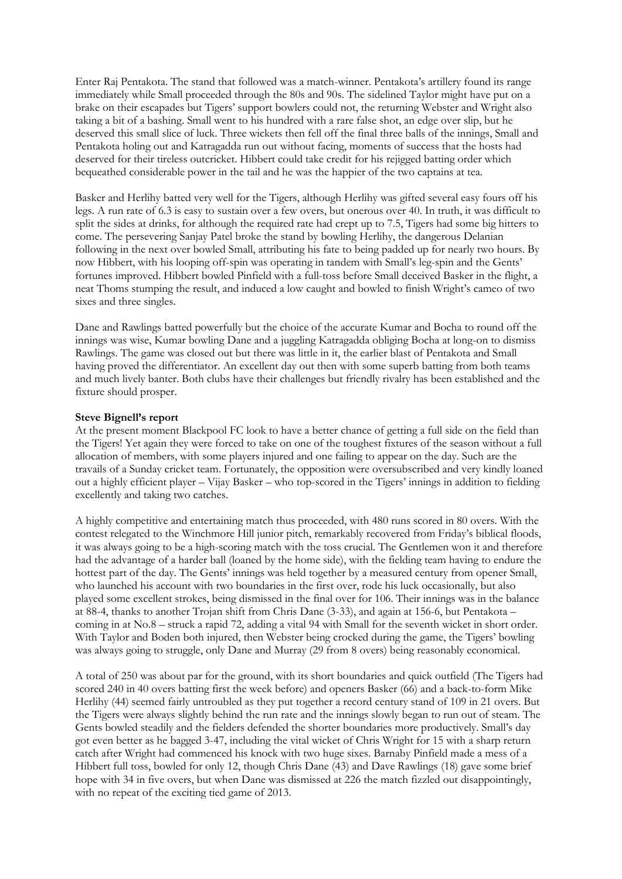Enter Raj Pentakota. The stand that followed was a match-winner. Pentakota's artillery found its range immediately while Small proceeded through the 80s and 90s. The sidelined Taylor might have put on a brake on their escapades but Tigers' support bowlers could not, the returning Webster and Wright also taking a bit of a bashing. Small went to his hundred with a rare false shot, an edge over slip, but he deserved this small slice of luck. Three wickets then fell off the final three balls of the innings, Small and Pentakota holing out and Katragadda run out without facing, moments of success that the hosts had deserved for their tireless outcricket. Hibbert could take credit for his rejigged batting order which bequeathed considerable power in the tail and he was the happier of the two captains at tea.

Basker and Herlihy batted very well for the Tigers, although Herlihy was gifted several easy fours off his legs. A run rate of 6.3 is easy to sustain over a few overs, but onerous over 40. In truth, it was difficult to split the sides at drinks, for although the required rate had crept up to 7.5, Tigers had some big hitters to come. The persevering Sanjay Patel broke the stand by bowling Herlihy, the dangerous Delanian following in the next over bowled Small, attributing his fate to being padded up for nearly two hours. By now Hibbert, with his looping off-spin was operating in tandem with Small's leg-spin and the Gents' fortunes improved. Hibbert bowled Pinfield with a full-toss before Small deceived Basker in the flight, a neat Thoms stumping the result, and induced a low caught and bowled to finish Wright's cameo of two sixes and three singles.

Dane and Rawlings batted powerfully but the choice of the accurate Kumar and Bocha to round off the innings was wise, Kumar bowling Dane and a juggling Katragadda obliging Bocha at long-on to dismiss Rawlings. The game was closed out but there was little in it, the earlier blast of Pentakota and Small having proved the differentiator. An excellent day out then with some superb batting from both teams and much lively banter. Both clubs have their challenges but friendly rivalry has been established and the fixture should prosper.

**Steve Bignell's report**

At the present moment Blackpool FC look to have a better chance of getting a full side on the field than the Tigers! Yet again they were forced to take on one of the toughest fixtures of the season without a full allocation of members, with some players injured and one failing to appear on the day. Such are the travails of a Sunday cricket team. Fortunately, the opposition were oversubscribed and very kindly loaned out a highly efficient player – Vijay Basker – who top-scored in the Tigers' innings in addition to fielding excellently and taking two catches.

A highly competitive and entertaining match thus proceeded, with 480 runs scored in 80 overs. With the contest relegated to the Winchmore Hill junior pitch, remarkably recovered from Friday's biblical floods, it was always going to be a high-scoring match with the toss crucial. The Gentlemen won it and therefore had the advantage of a harder ball (loaned by the home side), with the fielding team having to endure the hottest part of the day. The Gents' innings was held together by a measured century from opener Small, who launched his account with two boundaries in the first over, rode his luck occasionally, but also played some excellent strokes, being dismissed in the final over for 106. Their innings was in the balance at 88-4, thanks to another Trojan shift from Chris Dane (3-33), and again at 156-6, but Pentakota – coming in at No.8 – struck a rapid 72, adding a vital 94 with Small for the seventh wicket in short order. With Taylor and Boden both injured, then Webster being crocked during the game, the Tigers' bowling was always going to struggle, only Dane and Murray (29 from 8 overs) being reasonably economical.

A total of 250 was about par for the ground, with its short boundaries and quick outfield (The Tigers had scored 240 in 40 overs batting first the week before) and openers Basker (66) and a back-to-form Mike Herlihy (44) seemed fairly untroubled as they put together a record century stand of 109 in 21 overs. But the Tigers were always slightly behind the run rate and the innings slowly began to run out of steam. The Gents bowled steadily and the fielders defended the shorter boundaries more productively. Small's day got even better as he bagged 3-47, including the vital wicket of Chris Wright for 15 with a sharp return catch after Wright had commenced his knock with two huge sixes. Barnaby Pinfield made a mess of a Hibbert full toss, bowled for only 12, though Chris Dane (43) and Dave Rawlings (18) gave some brief hope with 34 in five overs, but when Dane was dismissed at 226 the match fizzled out disappointingly, with no repeat of the exciting tied game of 2013.